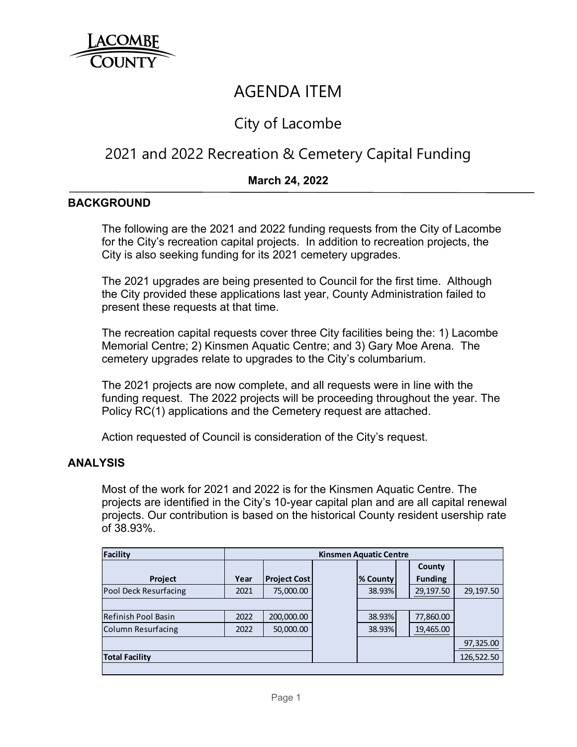LACOMBE COUNTY

# AGENDA ITEM

## City of Lacombe

## 2021 and 2022 Recreation & Cemetery Capital Funding

**March 24, 2022**

### BACKGROUND

The following are the 2021 and 2022 funding requests from the City of Lacombe for the City's recreation capital projects. In addition to recreation projects, the City is also seeking funding for its 2021 cemetery upgrades.

The 2021 upgrades are being presented to Council for the first time. Although the City provided these applications last year, County Administration failed to present these requests at that time.

The recreation capital requests cover three City facilities being the: 1) Lacombe Memorial Centre; 2) Kinsmen Aquatic Centre; and 3) Gary Moe Arena. The cemetery upgrades relate to upgrades to the City's columbarium.

The 2021 projects are now complete, and all requests were in line with the funding request. The 2022 projects will be proceeding throughout the year. The Policy RC(1) applications and the Cemetery request are attached.

Action requested of Council is consideration of the City's request.

### ANALYSIS

Most of the work for 2021 and 2022 is for the Kinsmen Aquatic Centre. The projects are identified in the City's 10-year capital plan and are all capital renewal projects. Our contribution is based on the historical County resident usership rate of 38.93%.

| Facility | Kinsmen Aquatic Centre | | | | | |
|---|---|---|---|---|---|---|
| Project | Year | Project Cost | | % County | County Funding | |
| Pool Deck Resurfacing | 2021 | 75,000.00 | | 38.93% | 29,197.50 | 29,197.50 |
| | | | | | | |
| Refinish Pool Basin | 2022 | 200,000.00 | | 38.93% | 77,860.00 | |
| Column Resurfacing | 2022 | 50,000.00 | | 38.93% | 19,465.00 | |
| | | | | | | 97,325.00 |
| Total Facility | | | | | | 126,522.50 |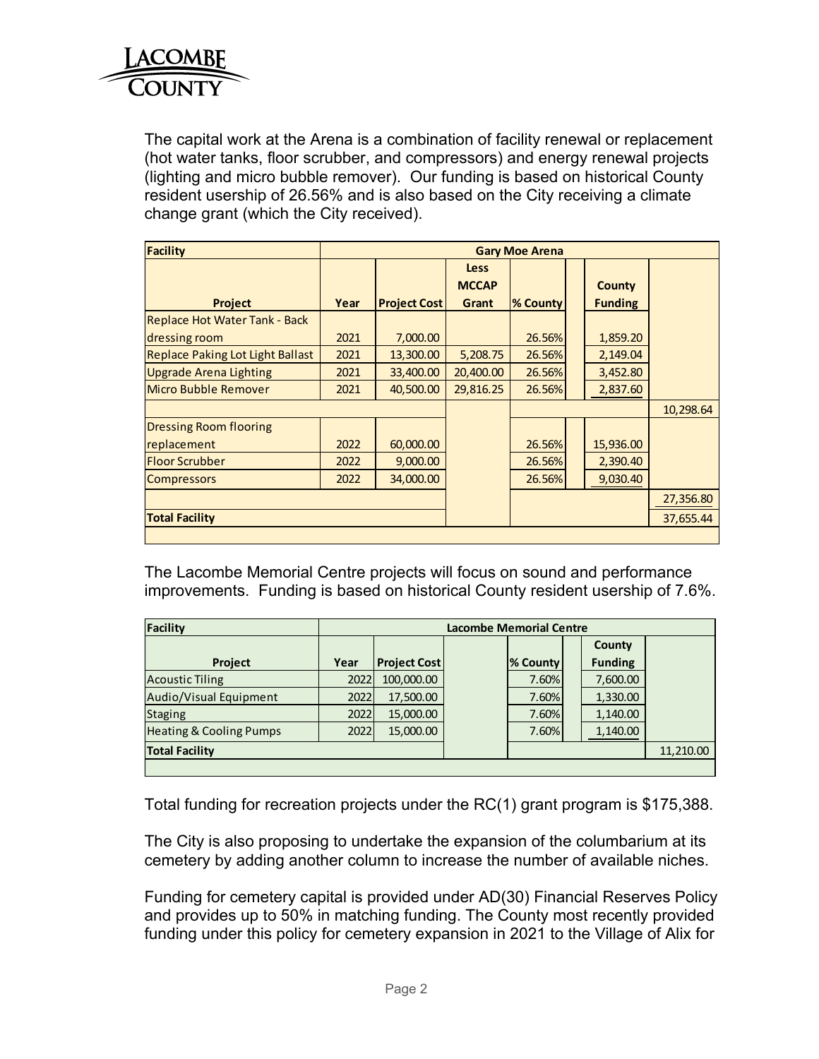The capital work at the Arena is a combination of facility renewal or replacement (hot water tanks, floor scrubber, and compressors) and energy renewal projects (lighting and micro bubble remover). Our funding is based on historical County resident usership of 26.56% and is also based on the City receiving a climate change grant (which the City received).

| Facility | Gary Moe Arena | | | | | |
|---|---|---|---|---|---|---|
| Project | Year | Project Cost | Less MCCAP Grant | % County | County Funding | |
| Replace Hot Water Tank - Back dressing room | 2021 | 7,000.00 | | 26.56% | 1,859.20 | |
| Replace Paking Lot Light Ballast | 2021 | 13,300.00 | 5,208.75 | 26.56% | 2,149.04 | |
| Upgrade Arena Lighting | 2021 | 33,400.00 | 20,400.00 | 26.56% | 3,452.80 | |
| Micro Bubble Remover | 2021 | 40,500.00 | 29,816.25 | 26.56% | 2,837.60 | |
| | | | | | | 10,298.64 |
| Dressing Room flooring replacement | 2022 | 60,000.00 | | 26.56% | 15,936.00 | |
| Floor Scrubber | 2022 | 9,000.00 | | 26.56% | 2,390.40 | |
| Compressors | 2022 | 34,000.00 | | 26.56% | 9,030.40 | |
| | | | | | | 27,356.80 |
| Total Facility | | | | | | 37,655.44 |

The Lacombe Memorial Centre projects will focus on sound and performance improvements. Funding is based on historical County resident usership of 7.6%.

| Facility | Lacombe Memorial Centre | | | | |
|---|---|---|---|---|---|
| Project | Year | Project Cost | % County | County Funding | |
| Acoustic Tiling | 2022 | 100,000.00 | 7.60% | 7,600.00 | |
| Audio/Visual Equipment | 2022 | 17,500.00 | 7.60% | 1,330.00 | |
| Staging | 2022 | 15,000.00 | 7.60% | 1,140.00 | |
| Heating & Cooling Pumps | 2022 | 15,000.00 | 7.60% | 1,140.00 | |
| Total Facility | | | | | 11,210.00 |

Total funding for recreation projects under the RC(1) grant program is $175,388.

The City is also proposing to undertake the expansion of the columbarium at its cemetery by adding another column to increase the number of available niches.

Funding for cemetery capital is provided under AD(30) Financial Reserves Policy and provides up to 50% in matching funding. The County most recently provided funding under this policy for cemetery expansion in 2021 to the Village of Alix for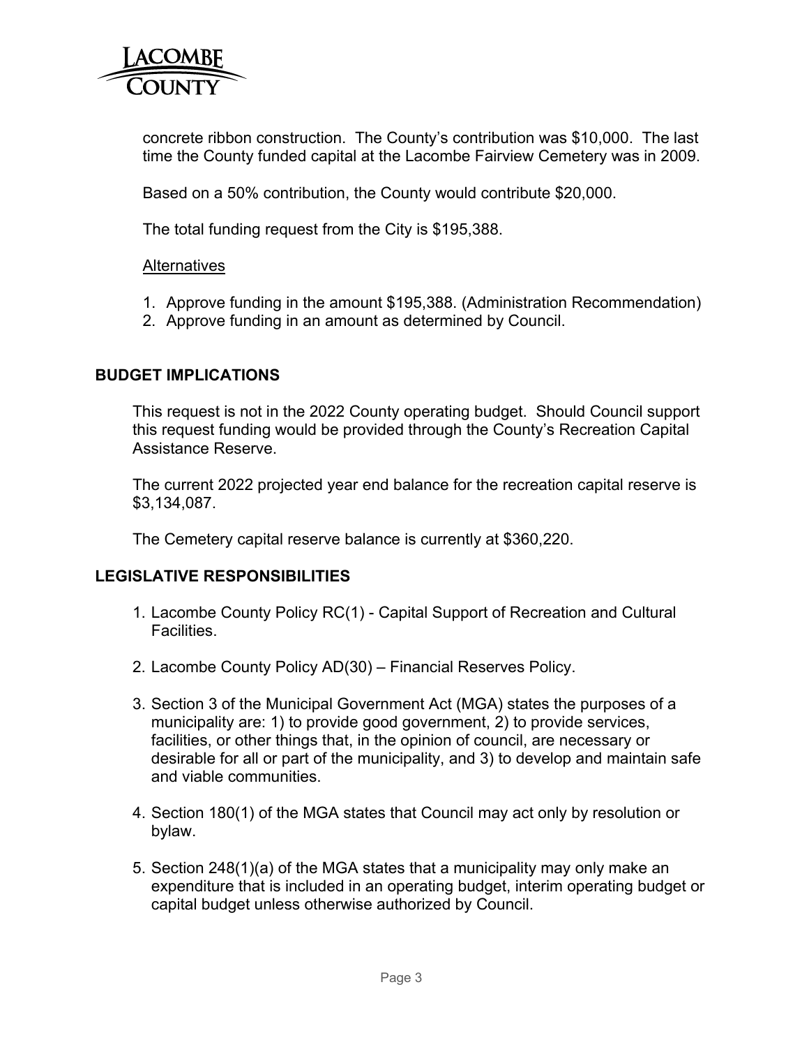concrete ribbon construction. The County's contribution was $10,000. The last time the County funded capital at the Lacombe Fairview Cemetery was in 2009.

Based on a 50% contribution, the County would contribute $20,000.

The total funding request from the City is $195,388.

Alternatives

1. Approve funding in the amount $195,388. (Administration Recommendation)
2. Approve funding in an amount as determined by Council.

## BUDGET IMPLICATIONS

This request is not in the 2022 County operating budget. Should Council support this request funding would be provided through the County's Recreation Capital Assistance Reserve.

The current 2022 projected year end balance for the recreation capital reserve is $3,134,087.

The Cemetery capital reserve balance is currently at $360,220.

## LEGISLATIVE RESPONSIBILITIES

1. Lacombe County Policy RC(1) - Capital Support of Recreation and Cultural Facilities.
2. Lacombe County Policy AD(30) – Financial Reserves Policy.
3. Section 3 of the Municipal Government Act (MGA) states the purposes of a municipality are: 1) to provide good government, 2) to provide services, facilities, or other things that, in the opinion of council, are necessary or desirable for all or part of the municipality, and 3) to develop and maintain safe and viable communities.
4. Section 180(1) of the MGA states that Council may act only by resolution or bylaw.
5. Section 248(1)(a) of the MGA states that a municipality may only make an expenditure that is included in an operating budget, interim operating budget or capital budget unless otherwise authorized by Council.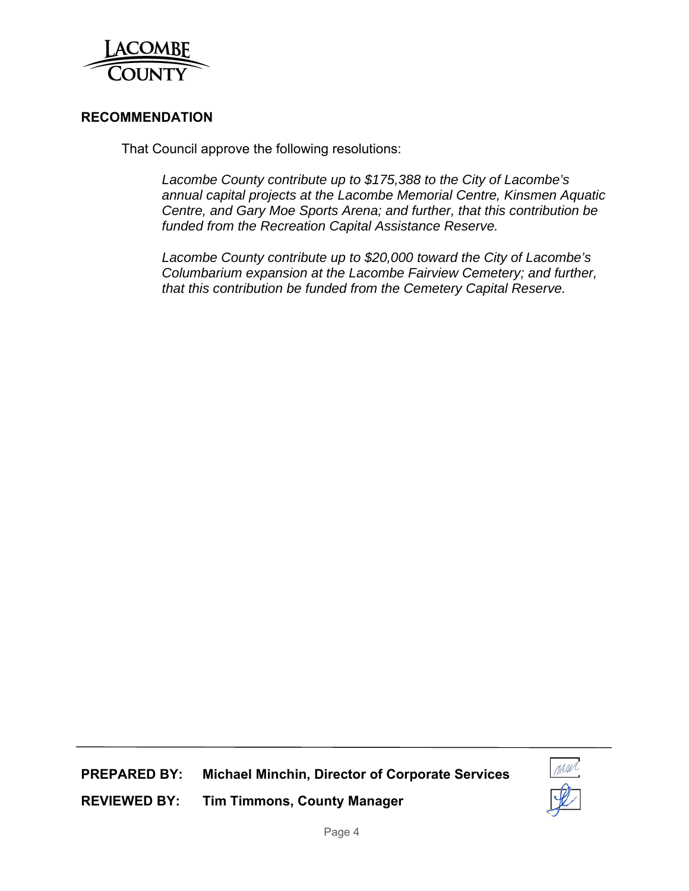## RECOMMENDATION

That Council approve the following resolutions:

> *Lacombe County contribute up to $175,388 to the City of Lacombe's annual capital projects at the Lacombe Memorial Centre, Kinsmen Aquatic Centre, and Gary Moe Sports Arena; and further, that this contribution be funded from the Recreation Capital Assistance Reserve.*
>
> *Lacombe County contribute up to $20,000 toward the City of Lacombe's Columbarium expansion at the Lacombe Fairview Cemetery; and further, that this contribution be funded from the Cemetery Capital Reserve.*

---

**PREPARED BY:** **Michael Minchin, Director of Corporate Services**

**REVIEWED BY:** **Tim Timmons, County Manager**